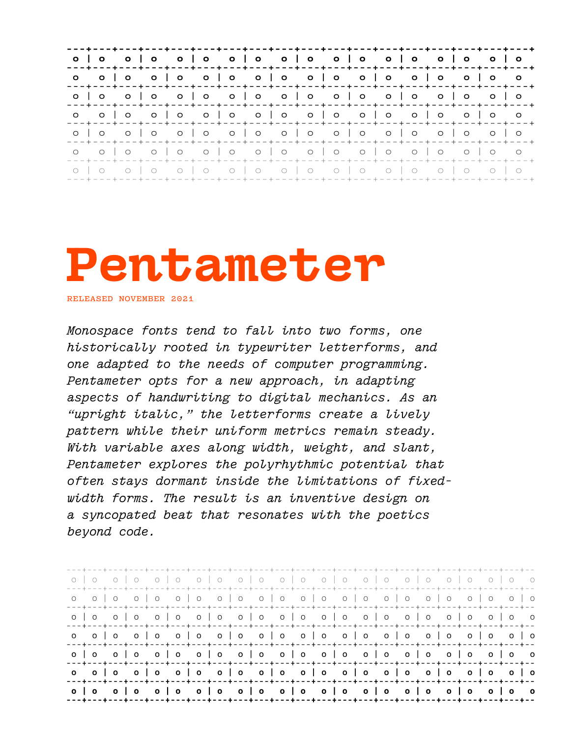```
---+---+---+---+---+---+---+---+---+---+---+---+---+---+---+---+---+---+---+
o | o   o | o   o | o   o | o   o | o   o | o   o | o   o | o   o | o   o | o
---+---+---+---+---+---+---+---+---+---+---+---+---+---+---+---+---+---+---+
o   o | o   o | o   o | o   o | o   o | o   o | o   o | o   o | o   o | o   o
---+---+---+---+---+---+---+---+---+---+---+---+---+---+---+---+---+---+---+
o | o   o | o   o | o   o | o   o | o   o | o   o | o   o | o   o | o   o | o
---+---+---+---+---+---+---+---+---+---+---+---+---+---+---+---+---+---+---+
o   o | o   o | o   o | o   o | o   o | o   o | o   o | o   o | o   o | o   o
---+---+---+---+---+---+---+---+---+---+---+---+---+---+---+---+---+---+---+
o | o   o | o   o | o   o | o   o | o   o | o   o | o   o | o   o | o   o | o
---+---+---+---+---+---+---+---+---+---+---+---+---+---+---+---+---+---+---+
o   o | o   o | o   o | o   o | o   o | o   o | o   o | o   o | o   o | o   o
---+---+---+---+---+---+---+---+---+---+---+---+---+---+---+---+---+---+---+
o | o   o | o   o | o   o | o   o | o   o | o   o | o   o | o   o | o   o | o
---+---+---+---+---+---+---+---+---+---+---+---+---+---+---+---+---+---+---+
```

# Pentameter

RELEASED NOVEMBER 2021

*Monospace fonts tend to fall into two forms, one historically rooted in typewriter letterforms, and one adapted to the needs of computer programming. Pentameter opts for a new approach, in adapting aspects of handwriting to digital mechanics. As an "upright italic," the letterforms create a lively pattern while their uniform metrics remain steady. With variable axes along width, weight, and slant, Pentameter explores the polyrhythmic potential that often stays dormant inside the limitations of fixed-width forms. The result is an inventive design on a syncopated beat that resonates with the poetics beyond code.*

```
---+---+---+---+---+---+---+---+---+---+---+---+---+---+---+---+---+---+---+---+---+---+--
o | o   o | o   o | o   o | o   o | o   o | o   o | o   o | o   o | o   o | o   o | o   o
---+---+---+---+---+---+---+---+---+---+---+---+---+---+---+---+---+---+---+---+---+---+--
o   o | o   o | o   o | o   o | o   o | o   o | o   o | o   o | o   o | o   o | o   o | o
---+---+---+---+---+---+---+---+---+---+---+---+---+---+---+---+---+---+---+---+---+---+--
o | o   o | o   o | o   o | o   o | o   o | o   o | o   o | o   o | o   o | o   o | o   o
---+---+---+---+---+---+---+---+---+---+---+---+---+---+---+---+---+---+---+---+---+---+--
o   o | o   o | o   o | o   o | o   o | o   o | o   o | o   o | o   o | o   o | o   o | o
---+---+---+---+---+---+---+---+---+---+---+---+---+---+---+---+---+---+---+---+---+---+--
o | o   o | o   o | o   o | o   o | o   o | o   o | o   o | o   o | o   o | o   o | o   o
---+---+---+---+---+---+---+---+---+---+---+---+---+---+---+---+---+---+---+---+---+---+--
o   o | o   o | o   o | o   o | o   o | o   o | o   o | o   o | o   o | o   o | o   o | o
---+---+---+---+---+---+---+---+---+---+---+---+---+---+---+---+---+---+---+---+---+---+--
o | o   o | o   o | o   o | o   o | o   o | o   o | o   o | o   o | o   o | o   o | o   o
---+---+---+---+---+---+---+---+---+---+---+---+---+---+---+---+---+---+---+---+---+---+--
```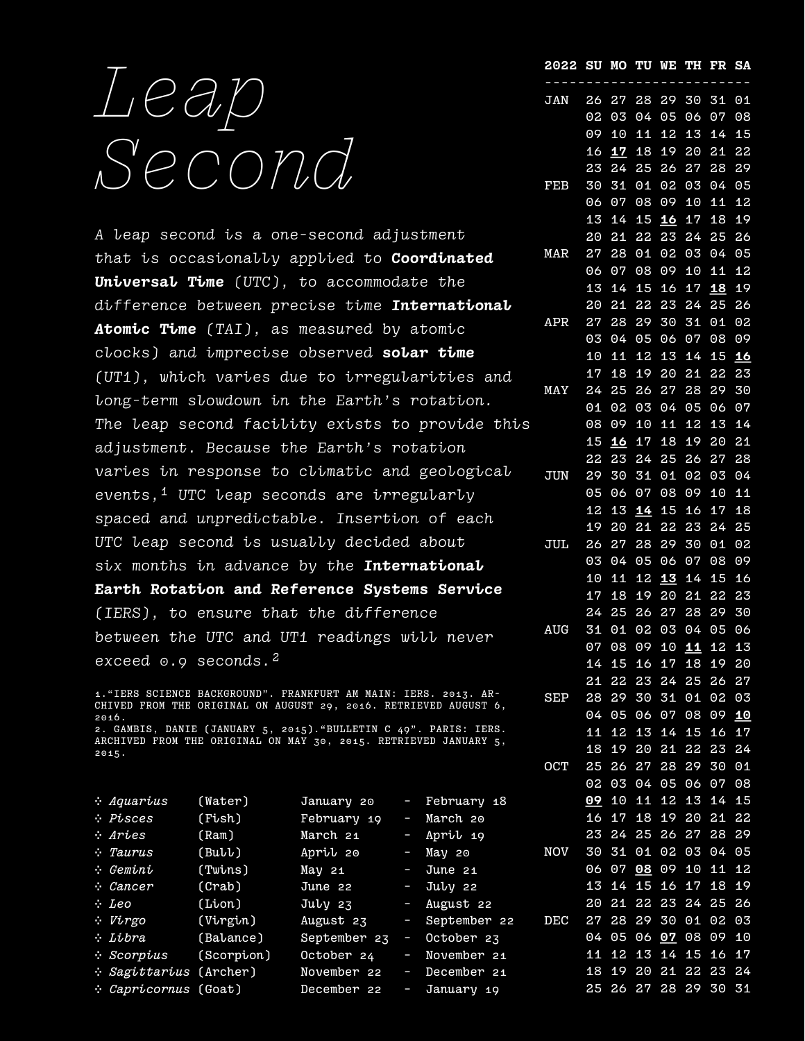# *Leap Second*

*A leap second is a one-second adjustment that is occasionally applied to* ***Coordinated Universal Time*** *(UTC), to accommodate the difference between precise time* ***International Atomic Time*** *(TAI), as measured by atomic clocks) and imprecise observed* ***solar time*** *(UT1), which varies due to irregularities and long-term slowdown in the Earth's rotation. The leap second facility exists to provide this adjustment. Because the Earth's rotation varies in response to climatic and geological events,*[1] *UTC leap seconds are irregularly spaced and unpredictable. Insertion of each UTC leap second is usually decided about six months in advance by the* ***International Earth Rotation and Reference Systems Service*** *(IERS), to ensure that the difference between the UTC and UT1 readings will never exceed 0.9 seconds.*[2]

1. "IERS SCIENCE BACKGROUND". FRANKFURT AM MAIN: IERS. 2013. ARCHIVED FROM THE ORIGINAL ON AUGUST 29, 2016. RETRIEVED AUGUST 6, 2016.
2. GAMBIS, DANIE (JANUARY 5, 2015). "BULLETIN C 49". PARIS: IERS. ARCHIVED FROM THE ORIGINAL ON MAY 30, 2015. RETRIEVED JANUARY 5, 2015.

| Sign | | From | | To |
|---|---|---|---|---|
| ⁘ *Aquarius* | (Water) | January 20 | - | February 18 |
| ⁘ *Pisces* | (Fish) | February 19 | - | March 20 |
| ⁘ *Aries* | (Ram) | March 21 | - | April 19 |
| ⁘ *Taurus* | (Bull) | April 20 | - | May 20 |
| ⁘ *Gemini* | (Twins) | May 21 | - | June 21 |
| ⁘ *Cancer* | (Crab) | June 22 | - | July 22 |
| ⁘ *Leo* | (Lion) | July 23 | - | August 22 |
| ⁘ *Virgo* | (Virgin) | August 23 | - | September 22 |
| ⁘ *Libra* | (Balance) | September 23 | - | October 23 |
| ⁘ *Scorpius* | (Scorpion) | October 24 | - | November 21 |
| ⁘ *Sagittarius* | (Archer) | November 22 | - | December 21 |
| ⁘ *Capricornus* | (Goat) | December 22 | - | January 19 |

| 2022 | SU | MO | TU | WE | TH | FR | SA |
|---|---|---|---|---|---|---|---|
| JAN | 26 | 27 | 28 | 29 | 30 | 31 | 01 |
| | 02 | 03 | 04 | 05 | 06 | 07 | 08 |
| | 09 | 10 | 11 | 12 | 13 | 14 | 15 |
| | 16 | **17** | 18 | 19 | 20 | 21 | 22 |
| | 23 | 24 | 25 | 26 | 27 | 28 | 29 |
| FEB | 30 | 31 | 01 | 02 | 03 | 04 | 05 |
| | 06 | 07 | 08 | 09 | 10 | 11 | 12 |
| | 13 | 14 | 15 | **16** | 17 | 18 | 19 |
| | 20 | 21 | 22 | 23 | 24 | 25 | 26 |
| MAR | 27 | 28 | 01 | 02 | 03 | 04 | 05 |
| | 06 | 07 | 08 | 09 | 10 | 11 | 12 |
| | 13 | 14 | 15 | 16 | 17 | **18** | 19 |
| | 20 | 21 | 22 | 23 | 24 | 25 | 26 |
| APR | 27 | 28 | 29 | 30 | 31 | 01 | 02 |
| | 03 | 04 | 05 | 06 | 07 | 08 | 09 |
| | 10 | 11 | 12 | 13 | 14 | 15 | **16** |
| | 17 | 18 | 19 | 20 | 21 | 22 | 23 |
| MAY | 24 | 25 | 26 | 27 | 28 | 29 | 30 |
| | 01 | 02 | 03 | 04 | 05 | 06 | 07 |
| | 08 | 09 | 10 | 11 | 12 | 13 | 14 |
| | 15 | **16** | 17 | 18 | 19 | 20 | 21 |
| | 22 | 23 | 24 | 25 | 26 | 27 | 28 |
| JUN | 29 | 30 | 31 | 01 | 02 | 03 | 04 |
| | 05 | 06 | 07 | 08 | 09 | 10 | 11 |
| | 12 | 13 | **14** | 15 | 16 | 17 | 18 |
| | 19 | 20 | 21 | 22 | 23 | 24 | 25 |
| JUL | 26 | 27 | 28 | 29 | 30 | 01 | 02 |
| | 03 | 04 | 05 | 06 | 07 | 08 | 09 |
| | 10 | 11 | 12 | **13** | 14 | 15 | 16 |
| | 17 | 18 | 19 | 20 | 21 | 22 | 23 |
| | 24 | 25 | 26 | 27 | 28 | 29 | 30 |
| AUG | 31 | 01 | 02 | 03 | 04 | 05 | 06 |
| | 07 | 08 | 09 | 10 | **11** | 12 | 13 |
| | 14 | 15 | 16 | 17 | 18 | 19 | 20 |
| | 21 | 22 | 23 | 24 | 25 | 26 | 27 |
| SEP | 28 | 29 | 30 | 31 | 01 | 02 | 03 |
| | 04 | 05 | 06 | 07 | 08 | 09 | **10** |
| | 11 | 12 | 13 | 14 | 15 | 16 | 17 |
| | 18 | 19 | 20 | 21 | 22 | 23 | 24 |
| OCT | 25 | 26 | 27 | 28 | 29 | 30 | 01 |
| | 02 | 03 | 04 | 05 | 06 | 07 | 08 |
| | **09** | 10 | 11 | 12 | 13 | 14 | 15 |
| | 16 | 17 | 18 | 19 | 20 | 21 | 22 |
| | 23 | 24 | 25 | 26 | 27 | 28 | 29 |
| NOV | 30 | 31 | 01 | 02 | 03 | 04 | 05 |
| | 06 | 07 | **08** | 09 | 10 | 11 | 12 |
| | 13 | 14 | 15 | 16 | 17 | 18 | 19 |
| | 20 | 21 | 22 | 23 | 24 | 25 | 26 |
| DEC | 27 | 28 | 29 | 30 | 01 | 02 | 03 |
| | 04 | 05 | 06 | **07** | 08 | 09 | 10 |
| | 11 | 12 | 13 | 14 | 15 | 16 | 17 |
| | 18 | 19 | 20 | 21 | 22 | 23 | 24 |
| | 25 | 26 | 27 | 28 | 29 | 30 | 31 |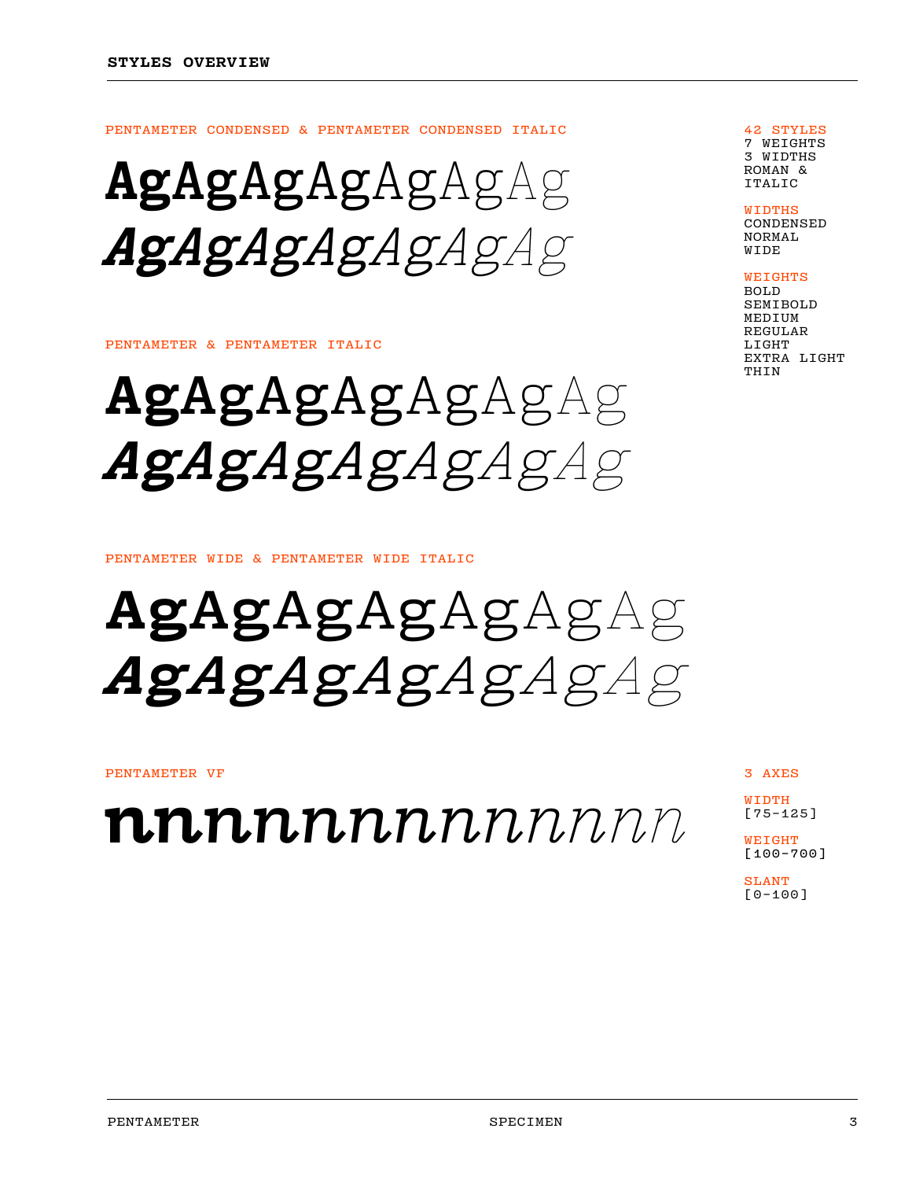## STYLES OVERVIEW

PENTAMETER CONDENSED & PENTAMETER CONDENSED ITALIC

AgAgAgAgAgAgAg

*AgAgAgAgAgAgAg*

PENTAMETER & PENTAMETER ITALIC

AgAgAgAgAgAgAg

*AgAgAgAgAgAgAg*

PENTAMETER WIDE & PENTAMETER WIDE ITALIC

AgAgAgAgAgAgAg

*AgAgAgAgAgAgAg*

42 STYLES
7 WEIGHTS
3 WIDTHS
ROMAN &
ITALIC

WIDTHS
CONDENSED
NORMAL
WIDE

WEIGHTS
BOLD
SEMIBOLD
MEDIUM
REGULAR
LIGHT
EXTRA LIGHT
THIN

PENTAMETER VF

nnnnnnnnnnnnnn

3 AXES

WIDTH
[75-125]

WEIGHT
[100-700]

SLANT
[0-100]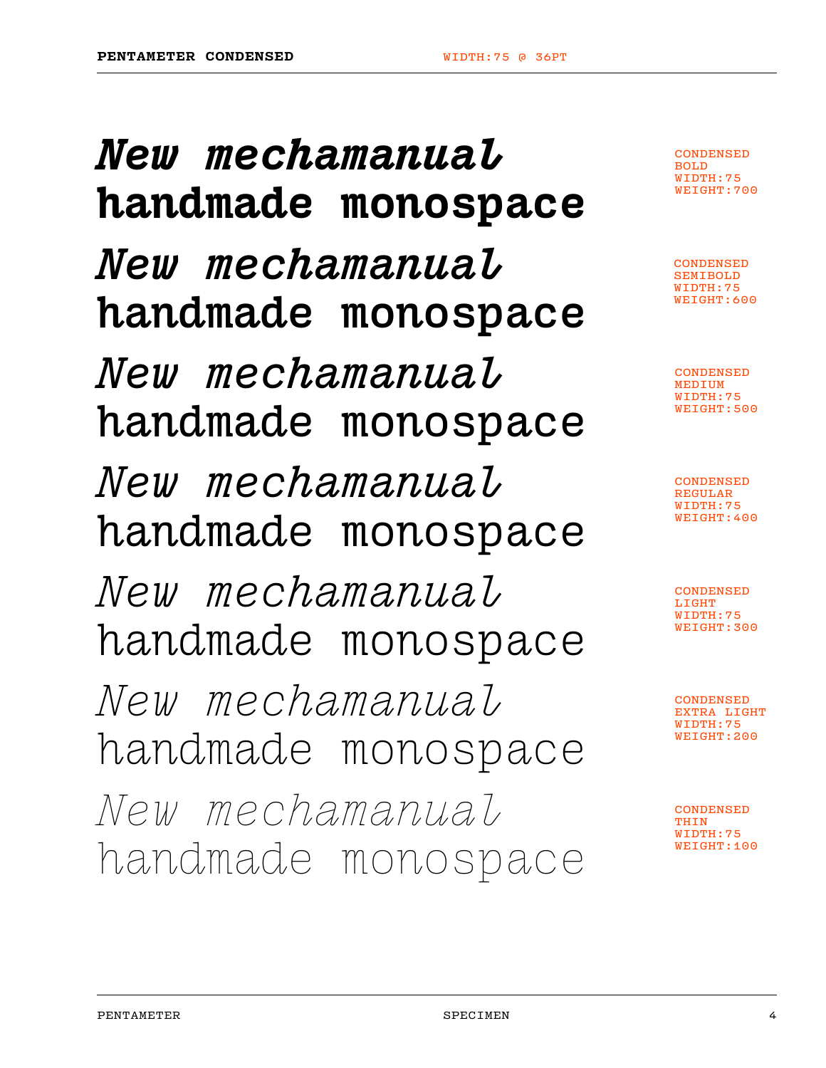*New mechamanual*
**handmade monospace**

CONDENSED
BOLD
WIDTH:75
WEIGHT:700

*New mechamanual*
**handmade monospace**

CONDENSED
SEMIBOLD
WIDTH:75
WEIGHT:600

*New mechamanual*
handmade monospace

CONDENSED
MEDIUM
WIDTH:75
WEIGHT:500

*New mechamanual*
handmade monospace

CONDENSED
REGULAR
WIDTH:75
WEIGHT:400

*New mechamanual*
handmade monospace

CONDENSED
LIGHT
WIDTH:75
WEIGHT:300

*New mechamanual*
handmade monospace

CONDENSED
EXTRA LIGHT
WIDTH:75
WEIGHT:200

*New mechamanual*
handmade monospace

CONDENSED
THIN
WIDTH:75
WEIGHT:100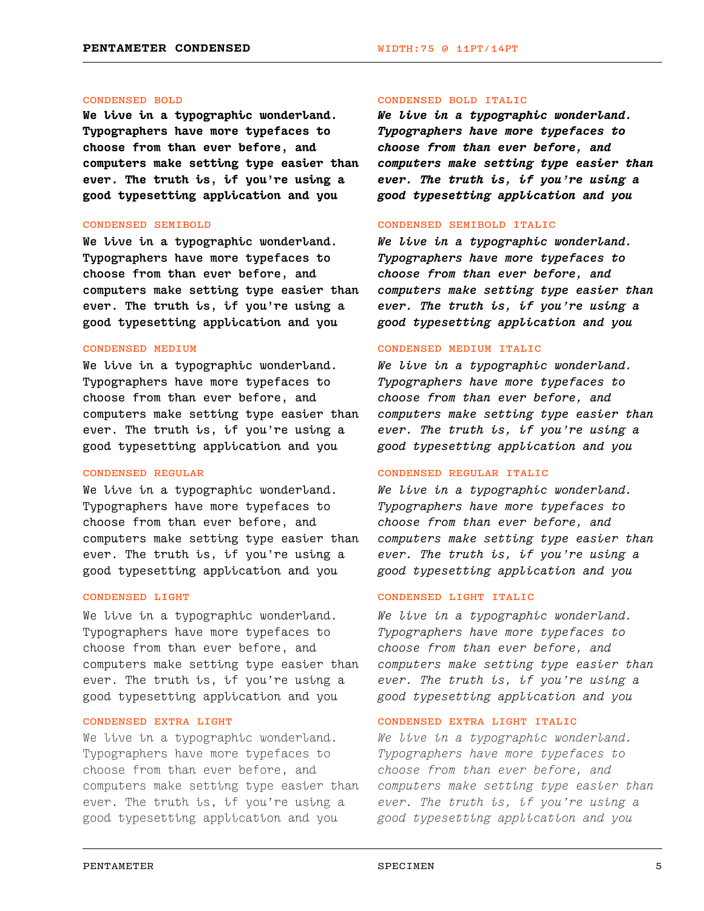## PENTAMETER CONDENSED

WIDTH:75 @ 11PT/14PT

### CONDENSED BOLD

**We live in a typographic wonderland. Typographers have more typefaces to choose from than ever before, and computers make setting type easier than ever. The truth is, if you're using a good typesetting application and you**

### CONDENSED SEMIBOLD

**We live in a typographic wonderland. Typographers have more typefaces to choose from than ever before, and computers make setting type easier than ever. The truth is, if you're using a good typesetting application and you**

### CONDENSED MEDIUM

We live in a typographic wonderland. Typographers have more typefaces to choose from than ever before, and computers make setting type easier than ever. The truth is, if you're using a good typesetting application and you

### CONDENSED REGULAR

We live in a typographic wonderland. Typographers have more typefaces to choose from than ever before, and computers make setting type easier than ever. The truth is, if you're using a good typesetting application and you

### CONDENSED LIGHT

We live in a typographic wonderland. Typographers have more typefaces to choose from than ever before, and computers make setting type easier than ever. The truth is, if you're using a good typesetting application and you

### CONDENSED EXTRA LIGHT

We live in a typographic wonderland. Typographers have more typefaces to choose from than ever before, and computers make setting type easier than ever. The truth is, if you're using a good typesetting application and you

### CONDENSED BOLD ITALIC

***We live in a typographic wonderland. Typographers have more typefaces to choose from than ever before, and computers make setting type easier than ever. The truth is, if you're using a good typesetting application and you***

### CONDENSED SEMIBOLD ITALIC

***We live in a typographic wonderland. Typographers have more typefaces to choose from than ever before, and computers make setting type easier than ever. The truth is, if you're using a good typesetting application and you***

### CONDENSED MEDIUM ITALIC

*We live in a typographic wonderland. Typographers have more typefaces to choose from than ever before, and computers make setting type easier than ever. The truth is, if you're using a good typesetting application and you*

### CONDENSED REGULAR ITALIC

*We live in a typographic wonderland. Typographers have more typefaces to choose from than ever before, and computers make setting type easier than ever. The truth is, if you're using a good typesetting application and you*

### CONDENSED LIGHT ITALIC

*We live in a typographic wonderland. Typographers have more typefaces to choose from than ever before, and computers make setting type easier than ever. The truth is, if you're using a good typesetting application and you*

### CONDENSED EXTRA LIGHT ITALIC

*We live in a typographic wonderland. Typographers have more typefaces to choose from than ever before, and computers make setting type easier than ever. The truth is, if you're using a good typesetting application and you*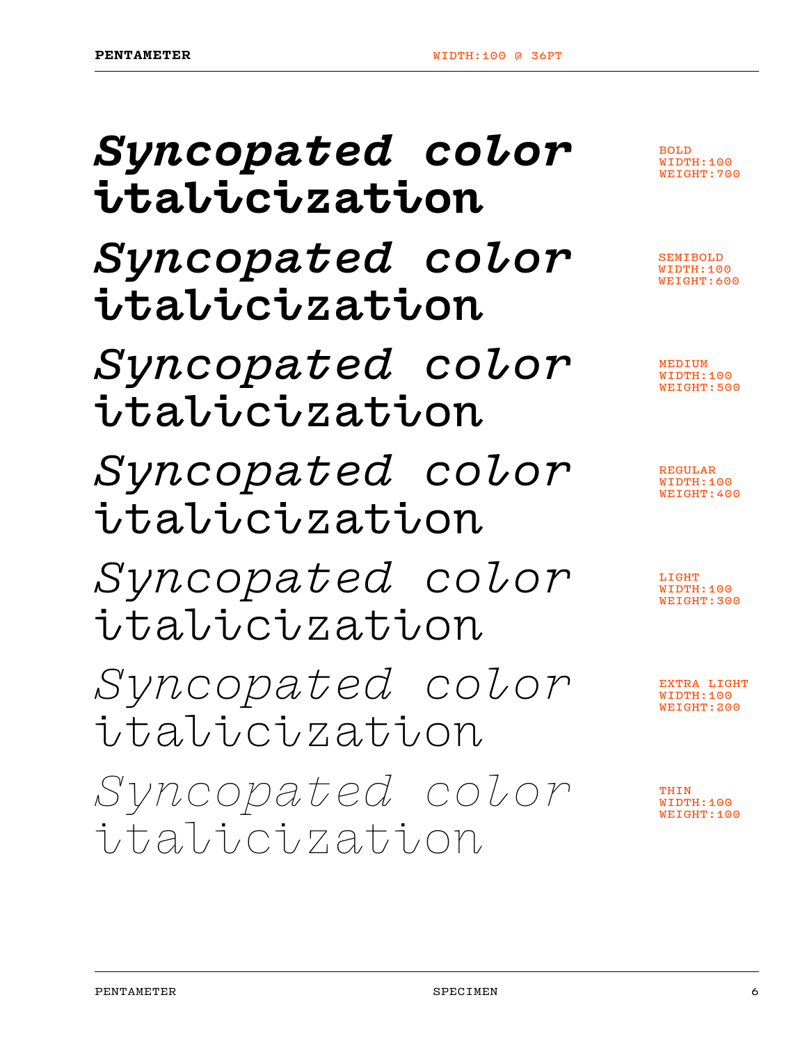WIDTH:100 @ 36PT

***Syncopated color italicization***

BOLD
WIDTH:100
WEIGHT:700

***Syncopated color italicization***

SEMIBOLD
WIDTH:100
WEIGHT:600

*Syncopated color italicization*

MEDIUM
WIDTH:100
WEIGHT:500

*Syncopated color italicization*

REGULAR
WIDTH:100
WEIGHT:400

*Syncopated color italicization*

LIGHT
WIDTH:100
WEIGHT:300

*Syncopated color italicization*

EXTRA LIGHT
WIDTH:100
WEIGHT:200

*Syncopated color italicization*

THIN
WIDTH:100
WEIGHT:100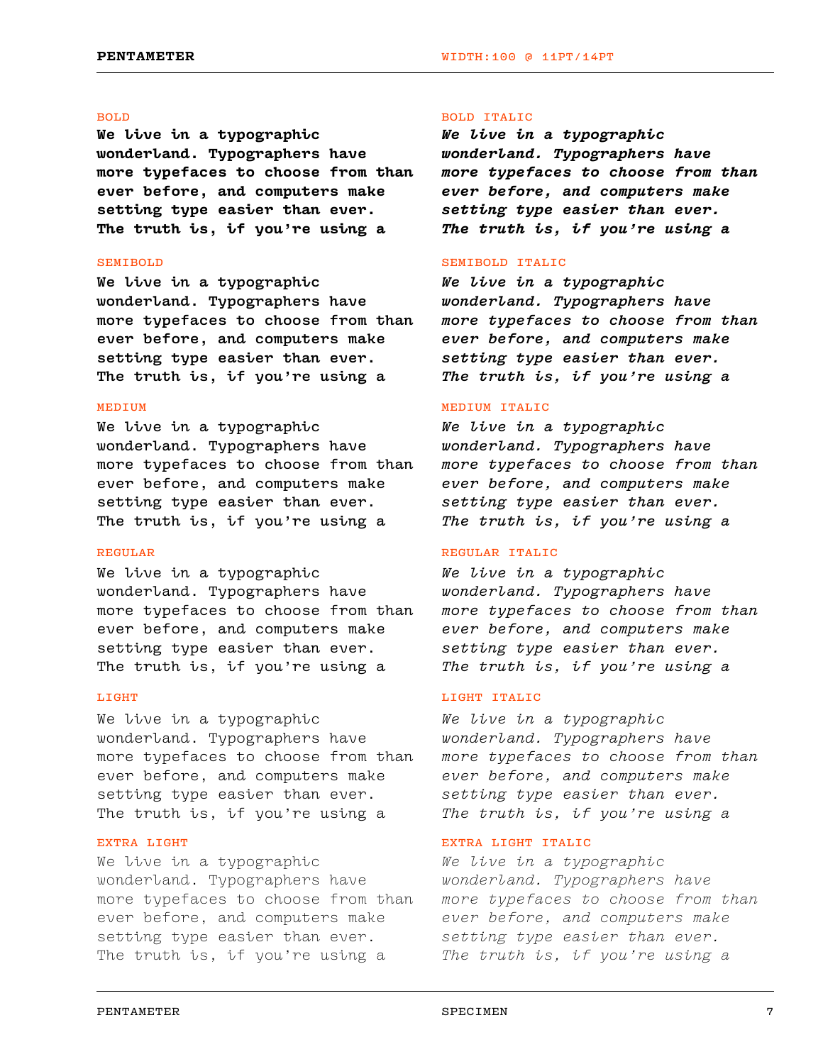**BOLD**

**We live in a typographic wonderland. Typographers have more typefaces to choose from than ever before, and computers make setting type easier than ever. The truth is, if you're using a**

SEMIBOLD

**We live in a typographic wonderland. Typographers have more typefaces to choose from than ever before, and computers make setting type easier than ever. The truth is, if you're using a**

MEDIUM

We live in a typographic wonderland. Typographers have more typefaces to choose from than ever before, and computers make setting type easier than ever. The truth is, if you're using a

REGULAR

We live in a typographic wonderland. Typographers have more typefaces to choose from than ever before, and computers make setting type easier than ever. The truth is, if you're using a

LIGHT

We live in a typographic wonderland. Typographers have more typefaces to choose from than ever before, and computers make setting type easier than ever. The truth is, if you're using a

EXTRA LIGHT

We live in a typographic wonderland. Typographers have more typefaces to choose from than ever before, and computers make setting type easier than ever. The truth is, if you're using a

BOLD ITALIC

***We live in a typographic wonderland. Typographers have more typefaces to choose from than ever before, and computers make setting type easier than ever. The truth is, if you're using a***

SEMIBOLD ITALIC

***We live in a typographic wonderland. Typographers have more typefaces to choose from than ever before, and computers make setting type easier than ever. The truth is, if you're using a***

MEDIUM ITALIC

*We live in a typographic wonderland. Typographers have more typefaces to choose from than ever before, and computers make setting type easier than ever. The truth is, if you're using a*

REGULAR ITALIC

*We live in a typographic wonderland. Typographers have more typefaces to choose from than ever before, and computers make setting type easier than ever. The truth is, if you're using a*

LIGHT ITALIC

*We live in a typographic wonderland. Typographers have more typefaces to choose from than ever before, and computers make setting type easier than ever. The truth is, if you're using a*

EXTRA LIGHT ITALIC

*We live in a typographic wonderland. Typographers have more typefaces to choose from than ever before, and computers make setting type easier than ever. The truth is, if you're using a*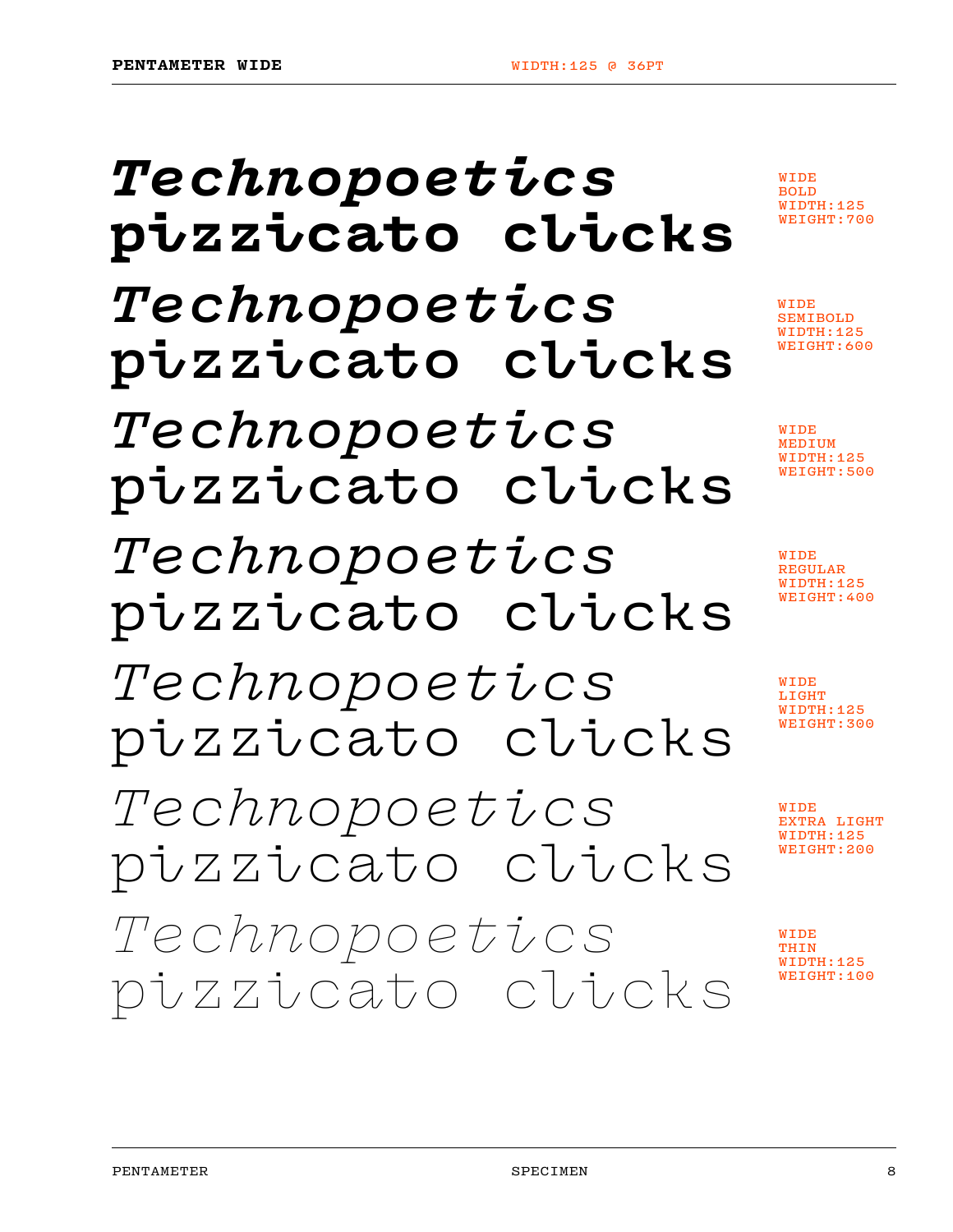**PENTAMETER WIDE**

WIDTH:125 @ 36PT

***Technopoetics***
**pizzicato clicks**

WIDE
BOLD
WIDTH:125
WEIGHT:700

*Technopoetics*
pizzicato clicks

WIDE
SEMIBOLD
WIDTH:125
WEIGHT:600

*Technopoetics*
pizzicato clicks

WIDE
MEDIUM
WIDTH:125
WEIGHT:500

*Technopoetics*
pizzicato clicks

WIDE
REGULAR
WIDTH:125
WEIGHT:400

*Technopoetics*
pizzicato clicks

WIDE
LIGHT
WIDTH:125
WEIGHT:300

*Technopoetics*
pizzicato clicks

WIDE
EXTRA LIGHT
WIDTH:125
WEIGHT:200

*Technopoetics*
pizzicato clicks

WIDE
THIN
WIDTH:125
WEIGHT:100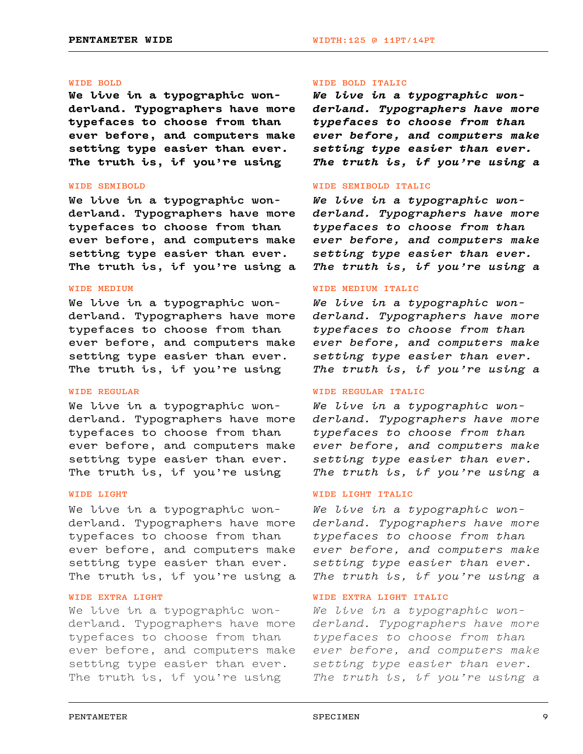PENTAMETER WIDE

WIDTH:125 @ 11PT/14PT

WIDE BOLD

**We live in a typographic won­derland. Typographers have more typefaces to choose from than ever before, and computers make setting type easier than ever. The truth is, if you're using**

WIDE BOLD ITALIC

***We live in a typographic won­derland. Typographers have more typefaces to choose from than ever before, and computers make setting type easier than ever. The truth is, if you're using a***

WIDE SEMIBOLD

**We live in a typographic won­derland. Typographers have more typefaces to choose from than ever before, and computers make setting type easier than ever. The truth is, if you're using a**

WIDE SEMIBOLD ITALIC

***We live in a typographic won­derland. Typographers have more typefaces to choose from than ever before, and computers make setting type easier than ever. The truth is, if you're using a***

WIDE MEDIUM

We live in a typographic won­derland. Typographers have more typefaces to choose from than ever before, and computers make setting type easier than ever. The truth is, if you're using

WIDE MEDIUM ITALIC

*We live in a typographic won­derland. Typographers have more typefaces to choose from than ever before, and computers make setting type easier than ever. The truth is, if you're using a*

WIDE REGULAR

We live in a typographic won­derland. Typographers have more typefaces to choose from than ever before, and computers make setting type easier than ever. The truth is, if you're using

WIDE REGULAR ITALIC

*We live in a typographic won­derland. Typographers have more typefaces to choose from than ever before, and computers make setting type easier than ever. The truth is, if you're using a*

WIDE LIGHT

We live in a typographic won­derland. Typographers have more typefaces to choose from than ever before, and computers make setting type easier than ever. The truth is, if you're using a

WIDE LIGHT ITALIC

*We live in a typographic won­derland. Typographers have more typefaces to choose from than ever before, and computers make setting type easier than ever. The truth is, if you're using a*

WIDE EXTRA LIGHT

We live in a typographic won­derland. Typographers have more typefaces to choose from than ever before, and computers make setting type easier than ever. The truth is, if you're using

WIDE EXTRA LIGHT ITALIC

*We live in a typographic won­derland. Typographers have more typefaces to choose from than ever before, and computers make setting type easier than ever. The truth is, if you're using a*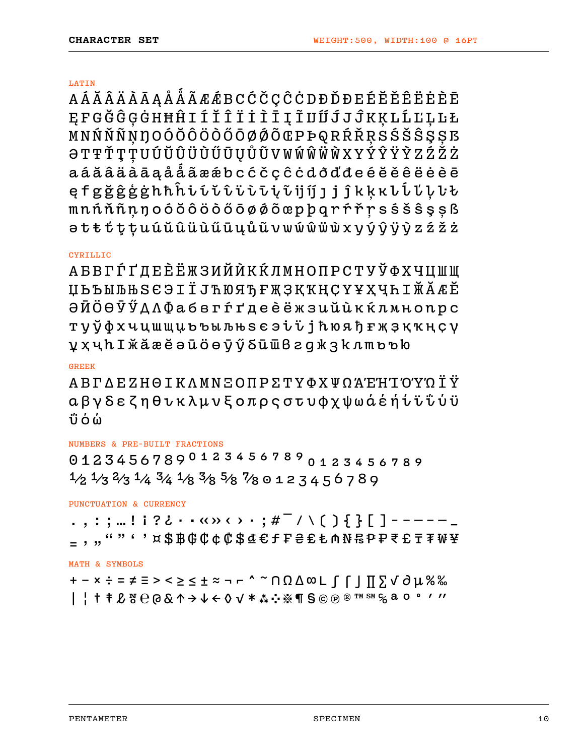## CHARACTER SET

WEIGHT:500, WIDTH:100 @ 16PT

### LATIN

AÁĂÂÄÀĀĄÅǺÃÆǼBCĆČÇĈĊDÐĎĐEÉĔĚÊËĖÈĒ
ĘFGĞĜĢĠHĦĤIÍĬÎÏİÌĪĮĨĲĲ́JĴKĶLĹĽĻĿŁ
MNŃŇÑŅŊOÓŎÔÖÒŐŌØǾÕŒPÞQRŔŘŖSŚŠŜŞȘẞ
ƏTŦŤŢȚUÚŬÛÜÙŰŪŲŮŨVWẂŴẄẀXYÝŶŸỲZŹŽŻ
aáăâäàāąåǻãæǽbcćčçĉċdðďđeéĕěêëėèē
ęfgğĝģġhħĥiíĭîïìīįĩĳĳ́ȷjĵkķĸlĺľļŀł
mnńňñņŋoóŏôöòőōøǿõœpþqrŕřŗsśšŝşșß
ətŧťţțuúŭûüùűūųůũvwẃŵẅẁxyýŷÿỳzźžż

### CYRILLIC

АБВГЃҐДЕЀЁЖЗИЙЍКЌЛМНОПРСТУЎФХЧЦШЩ
ЏЬЪЫЉЊЅЄЭІЇЈЋЮЯЂҒҖҘҚҜҢҪҮҰҲҶҺӀӁӐӔӖ
ӘӢӦӨӮӲԀԂԄабвгѓґдеѐёжзийѝкќлмнопрс
туўфхчцшщџьъыљњѕєэіїјћюяђғҗҙқҝңҫү
ұҳҷһӀӂӑӕӗәӣӧөӯӳбӣӣвгдкзклmъъю

### GREEK

ΑΒΓΔΕΖΗΘΙΚΛΜΝΞΟΠΡΣΤΥΦΧΨΩΆΈΉΊΌΎΏΪΫ
αβγδεζηθικλμνξοπρςστυφχψωάέήίϊΐύϋ
ΰόώ

### NUMBERS & PRE-BUILT FRACTIONS

0123456789 ⁰¹²³⁴⁵⁶⁷⁸⁹ ₀₁₂₃₄₅₆₇₈₉
½ ⅓ ⅔ ¼ ¾ ⅛ ⅜ ⅝ ⅞ 0123456789

### PUNCTUATION & CURRENCY

. , : ; … ! ¡ ? ¿ · • « » ‹ › · ; # ¯ / \ ( ) { } [ ] - ‐ – — ― _
= ‚ „ " " ' ' ¤ $ ฿ ₵ ₡ ¢ ₡ $ ₫ € ƒ ₣ ₴ £ ₺ ₼ ₦ ₧ ₱ ₽ ₹ ₤ ₸ ₮ ₩ ¥

### MATH & SYMBOLS

+ − × ÷ = ≠ ≡ > < ≥ ≤ ± ≈ ¬ ⌐ ^ ~ ∩ Ω ∆ ∞ ∟ ∫ ⌠ ⌡ ∏ ∑ √ ∂ µ % ‰
| ¦ † ‡ ℓ № ℮ @ & ↑ → ↓ ← ◊ √ * ⁂ ⁛ ※ ¶ § © ℗ ® ™ ℠ ℅ ª º ° ′ ″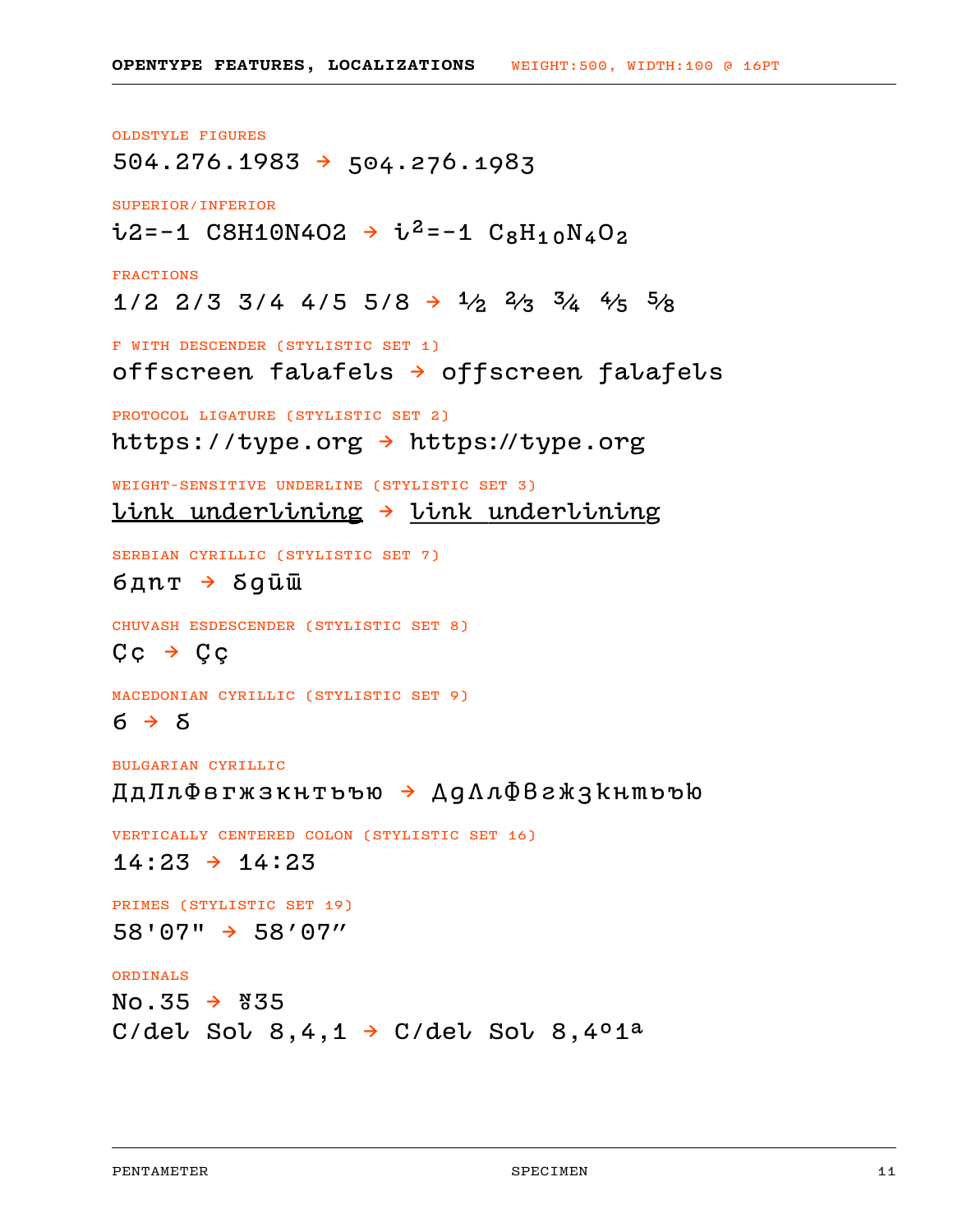## OPENTYPE FEATURES, LOCALIZATIONS

WEIGHT:500, WIDTH:100 @ 16PT

OLDSTYLE FIGURES

504.276.1983 → 504.276.1983

SUPERIOR/INFERIOR

i2=-1 C8H10N4O2 → $i^2=-1$ $C_8H_{10}N_4O_2$

FRACTIONS

1/2 2/3 3/4 4/5 5/8 → ½ ⅔ ¾ ⅘ ⅝

F WITH DESCENDER (STYLISTIC SET 1)

offscreen falafels → offscreen falafels

PROTOCOL LIGATURE (STYLISTIC SET 2)

https://type.org → https://type.org

WEIGHT-SENSITIVE UNDERLINE (STYLISTIC SET 3)

link underlining → link underlining

SERBIAN CYRILLIC (STYLISTIC SET 7)

бдпт → бдпт

CHUVASH ESDESCENDER (STYLISTIC SET 8)

Çç → Çç

MACEDONIAN CYRILLIC (STYLISTIC SET 9)

б → б

BULGARIAN CYRILLIC

ДдЛлФвгжзкнтъью → ДдЛлФвгжзкнтъью

VERTICALLY CENTERED COLON (STYLISTIC SET 16)

14:23 → 14:23

PRIMES (STYLISTIC SET 19)

58'07" → 58′07″

ORDINALS

No.35 → №35

C/del Sol 8,4,1 → C/del Sol 8,4º1ª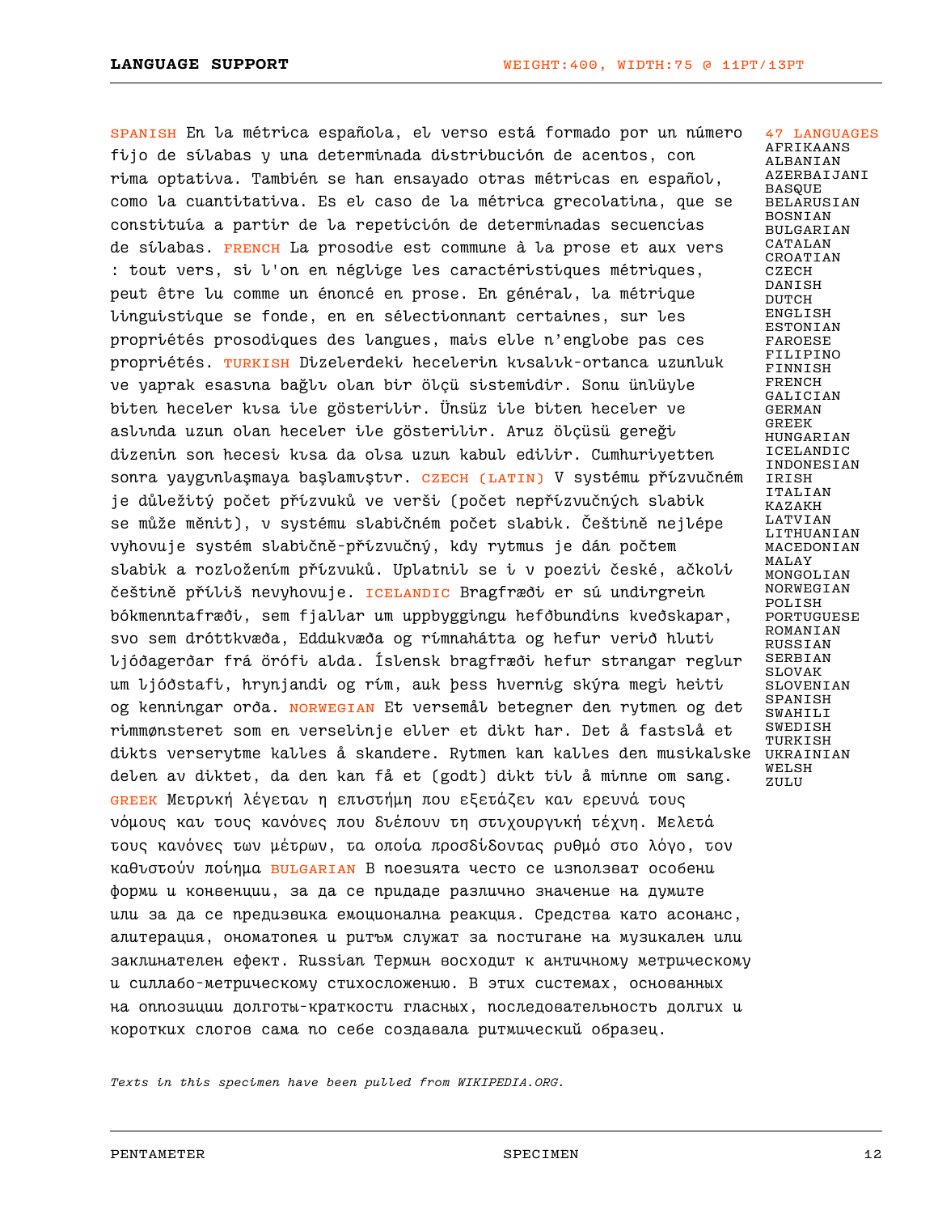## LANGUAGE SUPPORT

WEIGHT:400, WIDTH:75 @ 11PT/13PT

SPANISH En la métrica española, el verso está formado por un número fijo de sílabas y una determinada distribución de acentos, con rima optativa. También se han ensayado otras métricas en español, como la cuantitativa. Es el caso de la métrica grecolatina, que se constituía a partir de la repetición de determinadas secuencias de sílabas. FRENCH La prosodie est commune à la prose et aux vers : tout vers, si l'on en néglige les caractéristiques métriques, peut être lu comme un énoncé en prose. En général, la métrique linguistique se fonde, en en sélectionnant certaines, sur les propriétés prosodiques des langues, mais elle n'englobe pas ces propriétés. TURKISH Dizelerdeki hecelerin kısalık-ortanca uzunluk ve yaprak esasına bağlı olan bir ölçü sistemidir. Sonu ünlüyle biten heceler kısa ile gösterilir. Ünsüz ile biten heceler ve aslında uzun olan heceler ile gösterilir. Aruz ölçüsü gereği dizenin son hecesi kısa da olsa uzun kabul edilir. Cumhuriyetten sonra yaygınlaşmaya başlamıştır. CZECH (LATIN) V systému přízvučném je důležitý počet přízvuků ve verši (počet nepřízvučných slabik se může měnit), v systému slabičném počet slabik. Češtině nejlépe vyhovuje systém slabičně-přízvučný, kdy rytmus je dán počtem slabik a rozložením přízvuků. Uplatnil se i v poezii české, ačkoli češtině příliš nevyhovuje. ICELANDIC Bragfræði er sú undirgrein bókmenntafræði, sem fjallar um uppbyggingu hefðbundins kveðskapar, svo sem dróttkvæða, Eddukvæða og rímnahátta og hefur verið hluti ljóðagerðar frá örófi alda. Íslensk bragfræði hefur strangar reglur um ljóðstafi, hrynjandi og rím, auk þess hvernig skýra megi heiti og kenningar orða. NORWEGIAN Et versemål betegner den rytmen og det rimmønsteret som en verselinje eller et dikt har. Det å fastslå et dikts verserytme kalles å skandere. Rytmen kan kalles den musikalske delen av diktet, da den kan få et (godt) dikt til å minne om sang. GREEK Μετρική λέγεται η επιστήμη που εξετάζει και ερευνά τους νόμους και τους κανόνες που διέπουν τη στιχουργική τέχνη. Μελετά τους κανόνες των μέτρων, τα οποία προσδίδοντας ρυθμό στο λόγο, τον καθιστούν ποίημα BULGARIAN В поезията често се използват особени форми и конвенции, за да се придаде различно значение на думите или за да се предизвика емоционална реакция. Средства като асонанс, алитерация, ономатопея и ритъм служат за постигане на музикален или заклинателен ефект. Russian Термин восходит к античному метрическому и силлабо-метрическому стихосложению. В этих системах, основанных на оппозиции долготы-краткости гласных, последовательность долгих и коротких слогов сама по себе создавала ритмический образец.

*Texts in this specimen have been pulled from WIKIPEDIA.ORG.*

47 LANGUAGES
AFRIKAANS
ALBANIAN
AZERBAIJANI
BASQUE
BELARUSIAN
BOSNIAN
BULGARIAN
CATALAN
CROATIAN
CZECH
DANISH
DUTCH
ENGLISH
ESTONIAN
FAROESE
FILIPINO
FINNISH
FRENCH
GALICIAN
GERMAN
GREEK
HUNGARIAN
ICELANDIC
INDONESIAN
IRISH
ITALIAN
KAZAKH
LATVIAN
LITHUANIAN
MACEDONIAN
MALAY
MONGOLIAN
NORWEGIAN
POLISH
PORTUGUESE
ROMANIAN
RUSSIAN
SERBIAN
SLOVAK
SLOVENIAN
SPANISH
SWAHILI
SWEDISH
TURKISH
UKRAINIAN
WELSH
ZULU